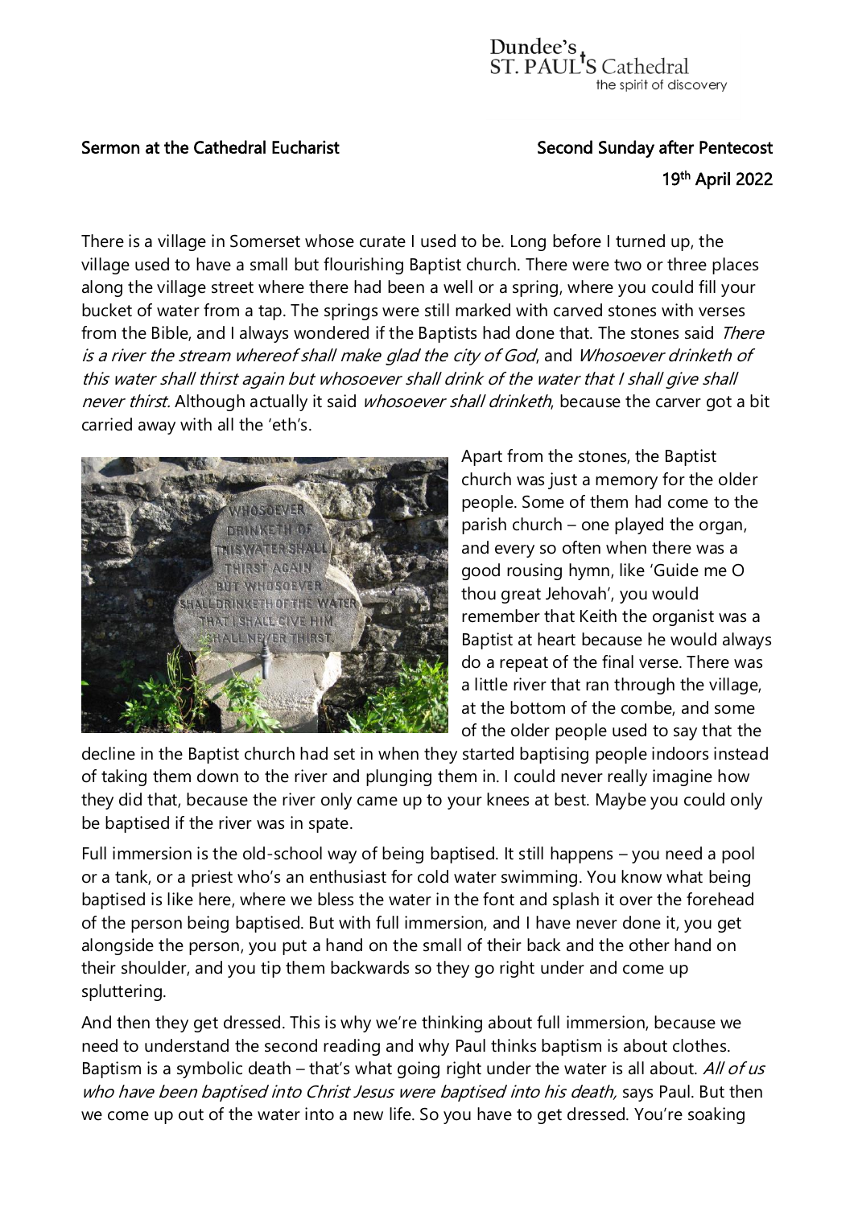Sermon at the Cathedral Eucharist — Second Sunday after Pentecost

19th April 2022

There is a village in Somerset whose curate I used to be. Long before I turned up, the village used to have a small but flourishing Baptist church. There were two or three places along the village street where there had been a well or a spring, where you could fill your bucket of water from a tap. The springs were still marked with carved stones with verses from the Bible, and I always wondered if the Baptists had done that. The stones said *There is a river the stream whereof shall make glad the city of God*, and *Whosoever drinketh of this water shall thirst again but whosoever shall drink of the water that I shall give shall never thirst.* Although actually it said *whosoever shall drinketh*, because the carver got a bit carried away with all the 'eth's.

Apart from the stones, the Baptist church was just a memory for the older people. Some of them had come to the parish church – one played the organ, and every so often when there was a good rousing hymn, like 'Guide me O thou great Jehovah', you would remember that Keith the organist was a Baptist at heart because he would always do a repeat of the final verse. There was a little river that ran through the village, at the bottom of the combe, and some of the older people used to say that the decline in the Baptist church had set in when they started baptising people indoors instead of taking them down to the river and plunging them in. I could never really imagine how they did that, because the river only came up to your knees at best. Maybe you could only be baptised if the river was in spate.

Full immersion is the old-school way of being baptised. It still happens – you need a pool or a tank, or a priest who's an enthusiast for cold water swimming. You know what being baptised is like here, where we bless the water in the font and splash it over the forehead of the person being baptised. But with full immersion, and I have never done it, you get alongside the person, you put a hand on the small of their back and the other hand on their shoulder, and you tip them backwards so they go right under and come up spluttering.

And then they get dressed. This is why we're thinking about full immersion, because we need to understand the second reading and why Paul thinks baptism is about clothes. Baptism is a symbolic death – that's what going right under the water is all about. *All of us who have been baptised into Christ Jesus were baptised into his death,* says Paul. But then we come up out of the water into a new life. So you have to get dressed. You're soaking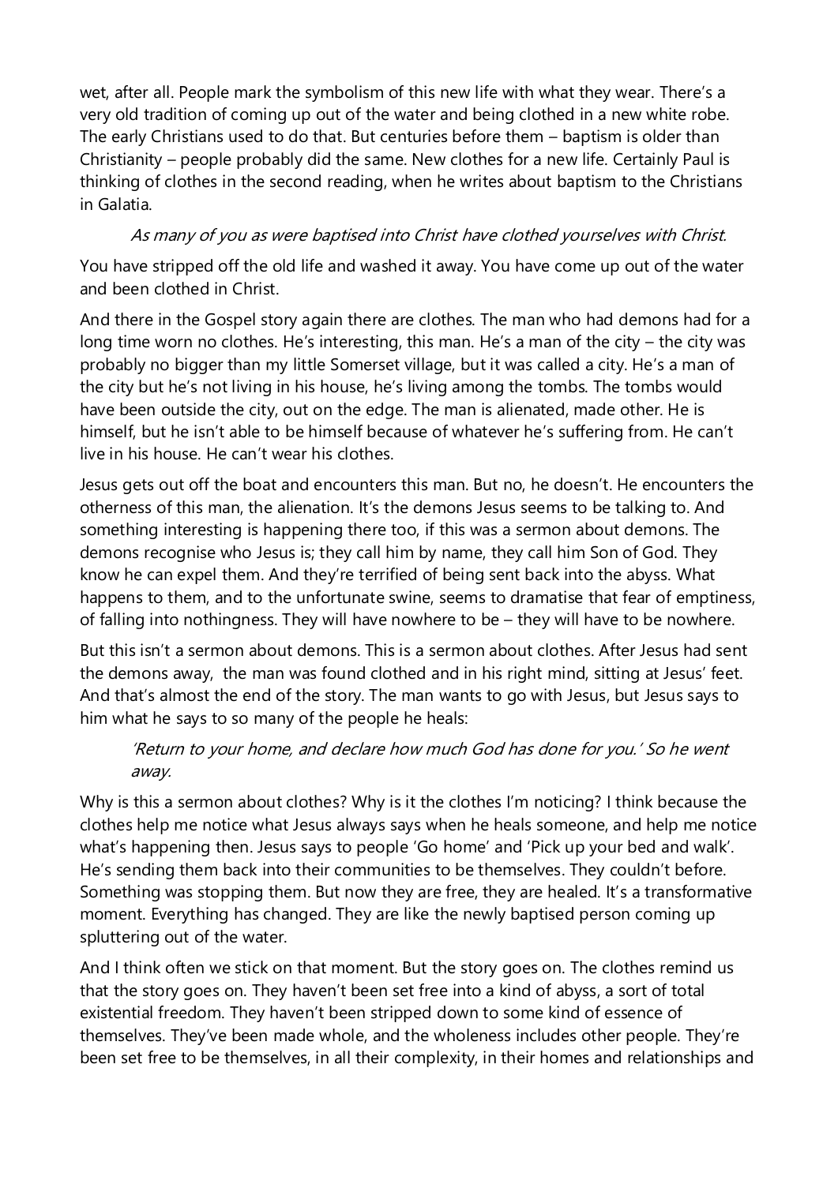wet, after all. People mark the symbolism of this new life with what they wear. There's a very old tradition of coming up out of the water and being clothed in a new white robe. The early Christians used to do that. But centuries before them – baptism is older than Christianity – people probably did the same. New clothes for a new life. Certainly Paul is thinking of clothes in the second reading, when he writes about baptism to the Christians in Galatia.

> *As many of you as were baptised into Christ have clothed yourselves with Christ.*

You have stripped off the old life and washed it away. You have come up out of the water and been clothed in Christ.

And there in the Gospel story again there are clothes. The man who had demons had for a long time worn no clothes. He's interesting, this man. He's a man of the city – the city was probably no bigger than my little Somerset village, but it was called a city. He's a man of the city but he's not living in his house, he's living among the tombs. The tombs would have been outside the city, out on the edge. The man is alienated, made other. He is himself, but he isn't able to be himself because of whatever he's suffering from. He can't live in his house. He can't wear his clothes.

Jesus gets out off the boat and encounters this man. But no, he doesn't. He encounters the otherness of this man, the alienation. It's the demons Jesus seems to be talking to. And something interesting is happening there too, if this was a sermon about demons. The demons recognise who Jesus is; they call him by name, they call him Son of God. They know he can expel them. And they're terrified of being sent back into the abyss. What happens to them, and to the unfortunate swine, seems to dramatise that fear of emptiness, of falling into nothingness. They will have nowhere to be – they will have to be nowhere.

But this isn't a sermon about demons. This is a sermon about clothes. After Jesus had sent the demons away, the man was found clothed and in his right mind, sitting at Jesus' feet. And that's almost the end of the story. The man wants to go with Jesus, but Jesus says to him what he says to so many of the people he heals:

> *'Return to your home, and declare how much God has done for you.' So he went away.*

Why is this a sermon about clothes? Why is it the clothes I'm noticing? I think because the clothes help me notice what Jesus always says when he heals someone, and help me notice what's happening then. Jesus says to people 'Go home' and 'Pick up your bed and walk'. He's sending them back into their communities to be themselves. They couldn't before. Something was stopping them. But now they are free, they are healed. It's a transformative moment. Everything has changed. They are like the newly baptised person coming up spluttering out of the water.

And I think often we stick on that moment. But the story goes on. The clothes remind us that the story goes on. They haven't been set free into a kind of abyss, a sort of total existential freedom. They haven't been stripped down to some kind of essence of themselves. They've been made whole, and the wholeness includes other people. They're been set free to be themselves, in all their complexity, in their homes and relationships and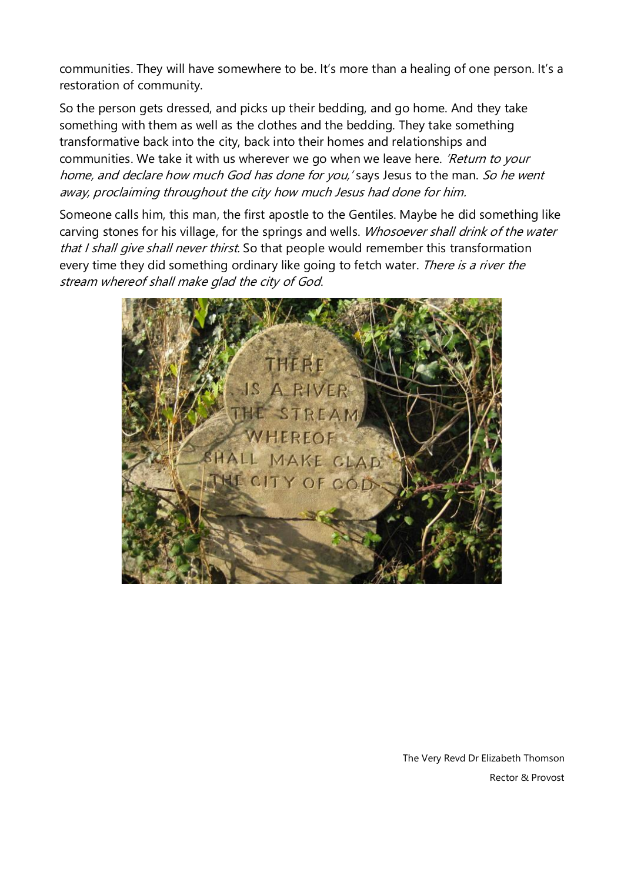communities. They will have somewhere to be. It's more than a healing of one person. It's a restoration of community.

So the person gets dressed, and picks up their bedding, and go home. And they take something with them as well as the clothes and the bedding. They take something transformative back into the city, back into their homes and relationships and communities. We take it with us wherever we go when we leave here. *'Return to your home, and declare how much God has done for you,'* says Jesus to the man. *So he went away, proclaiming throughout the city how much Jesus had done for him.*

Someone calls him, this man, the first apostle to the Gentiles. Maybe he did something like carving stones for his village, for the springs and wells. *Whosoever shall drink of the water that I shall give shall never thirst.* So that people would remember this transformation every time they did something ordinary like going to fetch water. *There is a river the stream whereof shall make glad the city of God.*

The Very Revd Dr Elizabeth Thomson

Rector & Provost